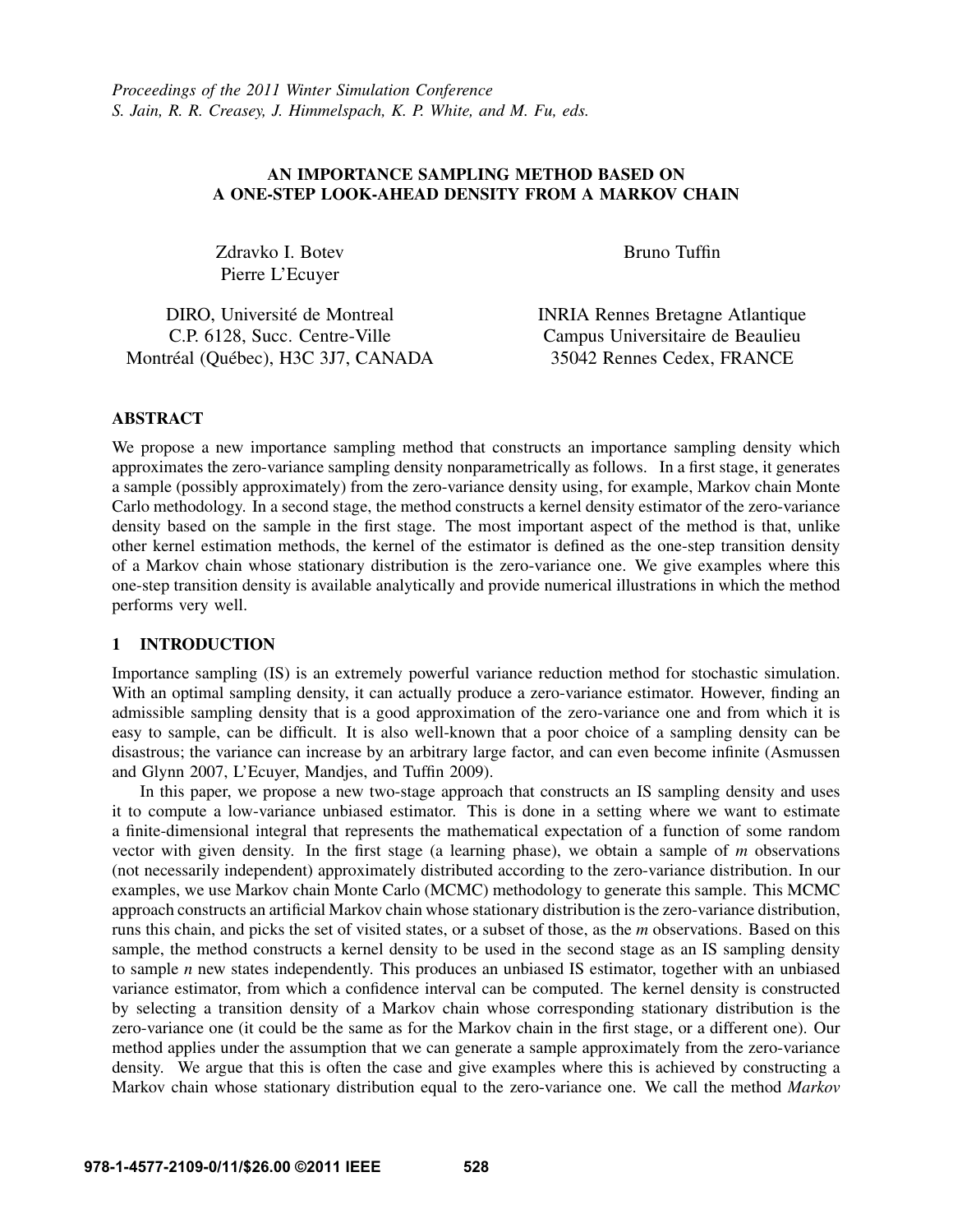*Proceedings of the 2011 Winter Simulation Conference*
*S. Jain, R. R. Creasey, J. Himmelspach, K. P. White, and M. Fu, eds.*

# AN IMPORTANCE SAMPLING METHOD BASED ON A ONE-STEP LOOK-AHEAD DENSITY FROM A MARKOV CHAIN

Zdravko I. Botev
Pierre L'Ecuyer

DIRO, Université de Montreal
C.P. 6128, Succ. Centre-Ville
Montréal (Québec), H3C 3J7, CANADA

Bruno Tuffin

INRIA Rennes Bretagne Atlantique
Campus Universitaire de Beaulieu
35042 Rennes Cedex, FRANCE

## ABSTRACT

We propose a new importance sampling method that constructs an importance sampling density which approximates the zero-variance sampling density nonparametrically as follows. In a first stage, it generates a sample (possibly approximately) from the zero-variance density using, for example, Markov chain Monte Carlo methodology. In a second stage, the method constructs a kernel density estimator of the zero-variance density based on the sample in the first stage. The most important aspect of the method is that, unlike other kernel estimation methods, the kernel of the estimator is defined as the one-step transition density of a Markov chain whose stationary distribution is the zero-variance one. We give examples where this one-step transition density is available analytically and provide numerical illustrations in which the method performs very well.

## 1 INTRODUCTION

Importance sampling (IS) is an extremely powerful variance reduction method for stochastic simulation. With an optimal sampling density, it can actually produce a zero-variance estimator. However, finding an admissible sampling density that is a good approximation of the zero-variance one and from which it is easy to sample, can be difficult. It is also well-known that a poor choice of a sampling density can be disastrous; the variance can increase by an arbitrary large factor, and can even become infinite (Asmussen and Glynn 2007, L'Ecuyer, Mandjes, and Tuffin 2009).

In this paper, we propose a new two-stage approach that constructs an IS sampling density and uses it to compute a low-variance unbiased estimator. This is done in a setting where we want to estimate a finite-dimensional integral that represents the mathematical expectation of a function of some random vector with given density. In the first stage (a learning phase), we obtain a sample of $m$ observations (not necessarily independent) approximately distributed according to the zero-variance distribution. In our examples, we use Markov chain Monte Carlo (MCMC) methodology to generate this sample. This MCMC approach constructs an artificial Markov chain whose stationary distribution is the zero-variance distribution, runs this chain, and picks the set of visited states, or a subset of those, as the $m$ observations. Based on this sample, the method constructs a kernel density to be used in the second stage as an IS sampling density to sample $n$ new states independently. This produces an unbiased IS estimator, together with an unbiased variance estimator, from which a confidence interval can be computed. The kernel density is constructed by selecting a transition density of a Markov chain whose corresponding stationary distribution is the zero-variance one (it could be the same as for the Markov chain in the first stage, or a different one). Our method applies under the assumption that we can generate a sample approximately from the zero-variance density. We argue that this is often the case and give examples where this is achieved by constructing a Markov chain whose stationary distribution equal to the zero-variance one. We call the method *Markov*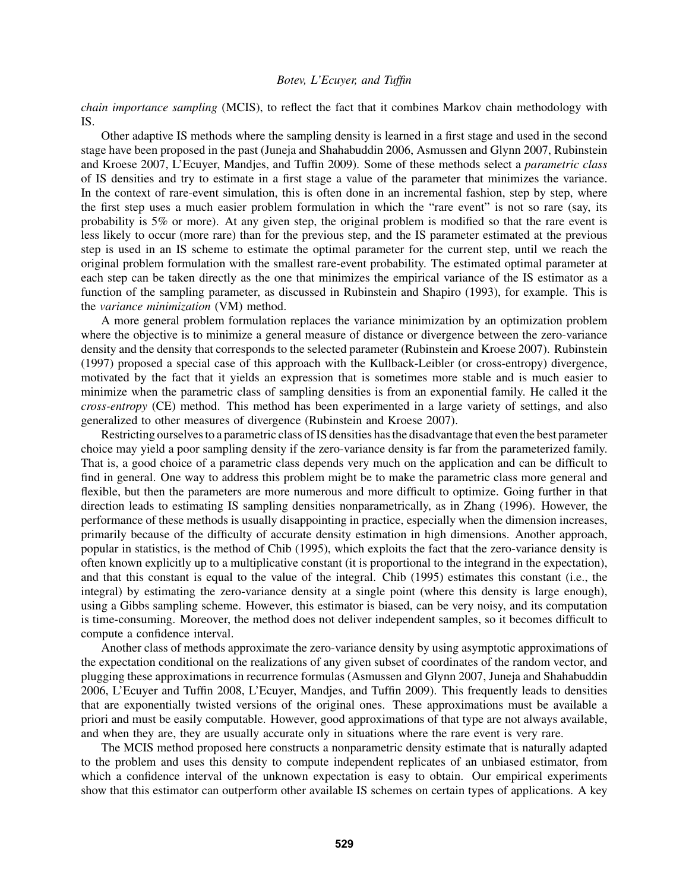*chain importance sampling* (MCIS), to reflect the fact that it combines Markov chain methodology with IS.

Other adaptive IS methods where the sampling density is learned in a first stage and used in the second stage have been proposed in the past (Juneja and Shahabuddin 2006, Asmussen and Glynn 2007, Rubinstein and Kroese 2007, L'Ecuyer, Mandjes, and Tuffin 2009). Some of these methods select a *parametric class* of IS densities and try to estimate in a first stage a value of the parameter that minimizes the variance. In the context of rare-event simulation, this is often done in an incremental fashion, step by step, where the first step uses a much easier problem formulation in which the "rare event" is not so rare (say, its probability is 5% or more). At any given step, the original problem is modified so that the rare event is less likely to occur (more rare) than for the previous step, and the IS parameter estimated at the previous step is used in an IS scheme to estimate the optimal parameter for the current step, until we reach the original problem formulation with the smallest rare-event probability. The estimated optimal parameter at each step can be taken directly as the one that minimizes the empirical variance of the IS estimator as a function of the sampling parameter, as discussed in Rubinstein and Shapiro (1993), for example. This is the *variance minimization* (VM) method.

A more general problem formulation replaces the variance minimization by an optimization problem where the objective is to minimize a general measure of distance or divergence between the zero-variance density and the density that corresponds to the selected parameter (Rubinstein and Kroese 2007). Rubinstein (1997) proposed a special case of this approach with the Kullback-Leibler (or cross-entropy) divergence, motivated by the fact that it yields an expression that is sometimes more stable and is much easier to minimize when the parametric class of sampling densities is from an exponential family. He called it the *cross-entropy* (CE) method. This method has been experimented in a large variety of settings, and also generalized to other measures of divergence (Rubinstein and Kroese 2007).

Restricting ourselves to a parametric class of IS densities has the disadvantage that even the best parameter choice may yield a poor sampling density if the zero-variance density is far from the parameterized family. That is, a good choice of a parametric class depends very much on the application and can be difficult to find in general. One way to address this problem might be to make the parametric class more general and flexible, but then the parameters are more numerous and more difficult to optimize. Going further in that direction leads to estimating IS sampling densities nonparametrically, as in Zhang (1996). However, the performance of these methods is usually disappointing in practice, especially when the dimension increases, primarily because of the difficulty of accurate density estimation in high dimensions. Another approach, popular in statistics, is the method of Chib (1995), which exploits the fact that the zero-variance density is often known explicitly up to a multiplicative constant (it is proportional to the integrand in the expectation), and that this constant is equal to the value of the integral. Chib (1995) estimates this constant (i.e., the integral) by estimating the zero-variance density at a single point (where this density is large enough), using a Gibbs sampling scheme. However, this estimator is biased, can be very noisy, and its computation is time-consuming. Moreover, the method does not deliver independent samples, so it becomes difficult to compute a confidence interval.

Another class of methods approximate the zero-variance density by using asymptotic approximations of the expectation conditional on the realizations of any given subset of coordinates of the random vector, and plugging these approximations in recurrence formulas (Asmussen and Glynn 2007, Juneja and Shahabuddin 2006, L'Ecuyer and Tuffin 2008, L'Ecuyer, Mandjes, and Tuffin 2009). This frequently leads to densities that are exponentially twisted versions of the original ones. These approximations must be available a priori and must be easily computable. However, good approximations of that type are not always available, and when they are, they are usually accurate only in situations where the rare event is very rare.

The MCIS method proposed here constructs a nonparametric density estimate that is naturally adapted to the problem and uses this density to compute independent replicates of an unbiased estimator, from which a confidence interval of the unknown expectation is easy to obtain. Our empirical experiments show that this estimator can outperform other available IS schemes on certain types of applications. A key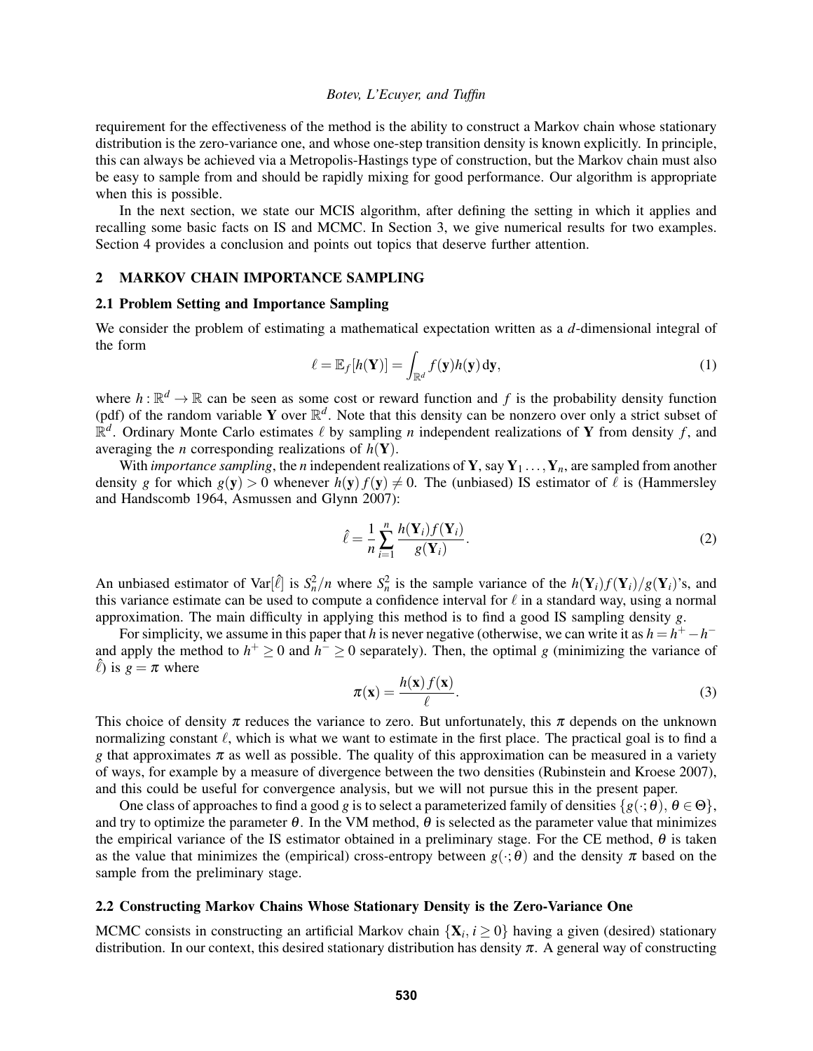requirement for the effectiveness of the method is the ability to construct a Markov chain whose stationary distribution is the zero-variance one, and whose one-step transition density is known explicitly. In principle, this can always be achieved via a Metropolis-Hastings type of construction, but the Markov chain must also be easy to sample from and should be rapidly mixing for good performance. Our algorithm is appropriate when this is possible.

In the next section, we state our MCIS algorithm, after defining the setting in which it applies and recalling some basic facts on IS and MCMC. In Section 3, we give numerical results for two examples. Section 4 provides a conclusion and points out topics that deserve further attention.

## 2 MARKOV CHAIN IMPORTANCE SAMPLING

### 2.1 Problem Setting and Importance Sampling

We consider the problem of estimating a mathematical expectation written as a $d$-dimensional integral of the form

$$\ell = \mathbb{E}_f[h(\mathbf{Y})] = \int_{\mathbb{R}^d} f(\mathbf{y})h(\mathbf{y})\,\mathrm{d}\mathbf{y}, \tag{1}$$

where $h : \mathbb{R}^d \to \mathbb{R}$ can be seen as some cost or reward function and $f$ is the probability density function (pdf) of the random variable $\mathbf{Y}$ over $\mathbb{R}^d$. Note that this density can be nonzero over only a strict subset of $\mathbb{R}^d$. Ordinary Monte Carlo estimates $\ell$ by sampling $n$ independent realizations of $\mathbf{Y}$ from density $f$, and averaging the $n$ corresponding realizations of $h(\mathbf{Y})$.

With *importance sampling*, the $n$ independent realizations of $\mathbf{Y}$, say $\mathbf{Y}_1 \ldots, \mathbf{Y}_n$, are sampled from another density $g$ for which $g(\mathbf{y}) > 0$ whenever $h(\mathbf{y})f(\mathbf{y}) \neq 0$. The (unbiased) IS estimator of $\ell$ is (Hammersley and Handscomb 1964, Asmussen and Glynn 2007):

$$\hat{\ell} = \frac{1}{n}\sum_{i=1}^{n} \frac{h(\mathbf{Y}_i)f(\mathbf{Y}_i)}{g(\mathbf{Y}_i)}. \tag{2}$$

An unbiased estimator of $\mathrm{Var}[\hat{\ell}]$ is $S_n^2/n$ where $S_n^2$ is the sample variance of the $h(\mathbf{Y}_i)f(\mathbf{Y}_i)/g(\mathbf{Y}_i)$'s, and this variance estimate can be used to compute a confidence interval for $\ell$ in a standard way, using a normal approximation. The main difficulty in applying this method is to find a good IS sampling density $g$.

For simplicity, we assume in this paper that $h$ is never negative (otherwise, we can write it as $h = h^+ - h^-$ and apply the method to $h^+ \geq 0$ and $h^- \geq 0$ separately). Then, the optimal $g$ (minimizing the variance of $\hat{\ell}$) is $g = \pi$ where

$$\pi(\mathbf{x}) = \frac{h(\mathbf{x})f(\mathbf{x})}{\ell}. \tag{3}$$

This choice of density $\pi$ reduces the variance to zero. But unfortunately, this $\pi$ depends on the unknown normalizing constant $\ell$, which is what we want to estimate in the first place. The practical goal is to find a $g$ that approximates $\pi$ as well as possible. The quality of this approximation can be measured in a variety of ways, for example by a measure of divergence between the two densities (Rubinstein and Kroese 2007), and this could be useful for convergence analysis, but we will not pursue this in the present paper.

One class of approaches to find a good $g$ is to select a parameterized family of densities $\{g(\cdot;\theta),\ \theta \in \Theta\}$, and try to optimize the parameter $\theta$. In the VM method, $\theta$ is selected as the parameter value that minimizes the empirical variance of the IS estimator obtained in a preliminary stage. For the CE method, $\theta$ is taken as the value that minimizes the (empirical) cross-entropy between $g(\cdot;\theta)$ and the density $\pi$ based on the sample from the preliminary stage.

### 2.2 Constructing Markov Chains Whose Stationary Density is the Zero-Variance One

MCMC consists in constructing an artificial Markov chain $\{\mathbf{X}_i,\ i \geq 0\}$ having a given (desired) stationary distribution. In our context, this desired stationary distribution has density $\pi$. A general way of constructing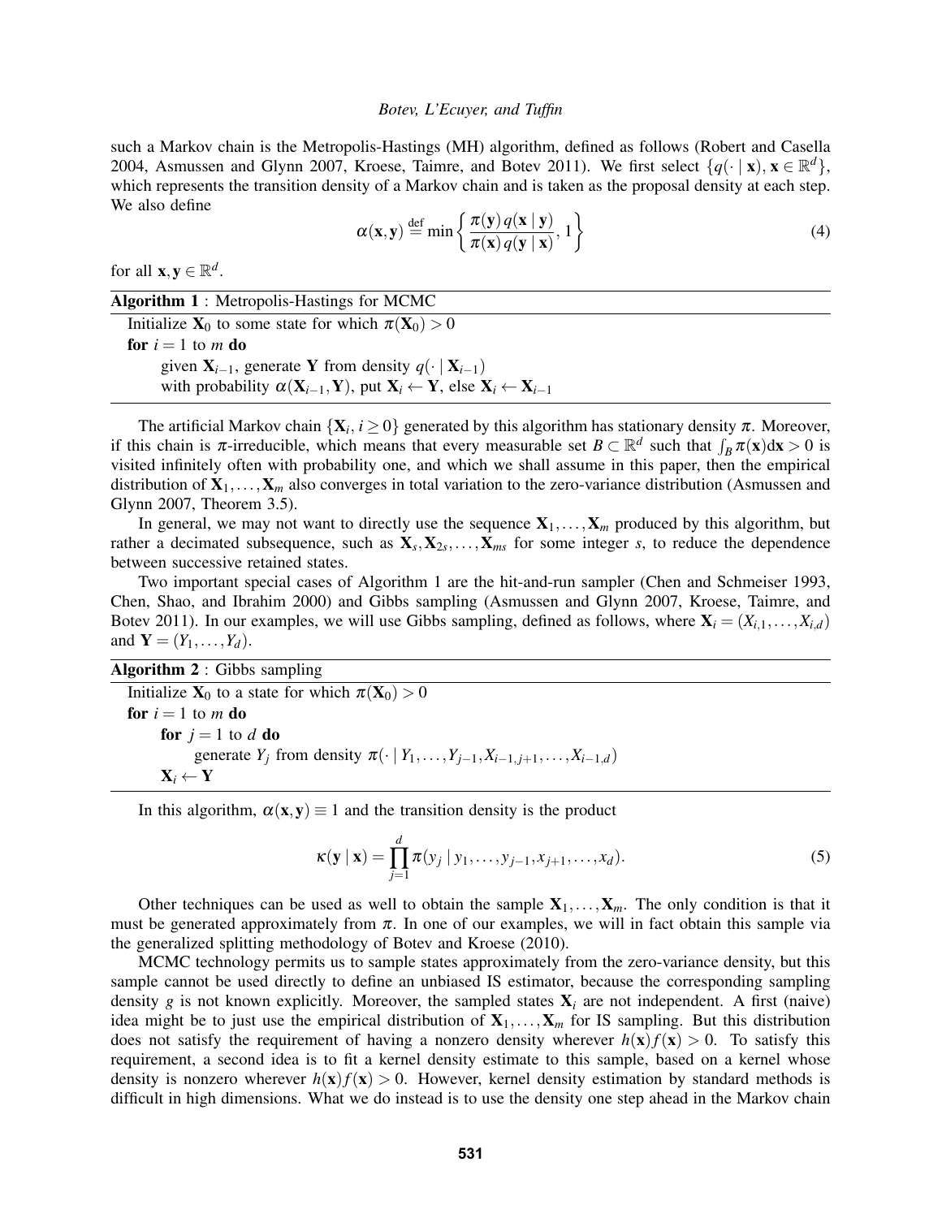such a Markov chain is the Metropolis-Hastings (MH) algorithm, defined as follows (Robert and Casella 2004, Asmussen and Glynn 2007, Kroese, Taimre, and Botev 2011). We first select $\{q(\cdot \mid \mathbf{x}), \mathbf{x} \in \mathbb{R}^d\}$, which represents the transition density of a Markov chain and is taken as the proposal density at each step. We also define

$$\alpha(\mathbf{x},\mathbf{y}) \stackrel{\text{def}}{=} \min\left\{ \frac{\pi(\mathbf{y})\, q(\mathbf{x} \mid \mathbf{y})}{\pi(\mathbf{x})\, q(\mathbf{y} \mid \mathbf{x})}, 1 \right\} \tag{4}$$

for all $\mathbf{x}, \mathbf{y} \in \mathbb{R}^d$.

**Algorithm 1** : Metropolis-Hastings for MCMC

```
Initialize X_0 to some state for which π(X_0) > 0
for i = 1 to m do
    given X_{i-1}, generate Y from density q(· | X_{i-1})
    with probability α(X_{i-1}, Y), put X_i ← Y, else X_i ← X_{i-1}
```

The artificial Markov chain $\{\mathbf{X}_i, i \geq 0\}$ generated by this algorithm has stationary density $\pi$. Moreover, if this chain is $\pi$-irreducible, which means that every measurable set $B \subset \mathbb{R}^d$ such that $\int_B \pi(\mathbf{x})\mathrm{d}\mathbf{x} > 0$ is visited infinitely often with probability one, and which we shall assume in this paper, then the empirical distribution of $\mathbf{X}_1, \ldots, \mathbf{X}_m$ also converges in total variation to the zero-variance distribution (Asmussen and Glynn 2007, Theorem 3.5).

In general, we may not want to directly use the sequence $\mathbf{X}_1, \ldots, \mathbf{X}_m$ produced by this algorithm, but rather a decimated subsequence, such as $\mathbf{X}_s, \mathbf{X}_{2s}, \ldots, \mathbf{X}_{ms}$ for some integer $s$, to reduce the dependence between successive retained states.

Two important special cases of Algorithm 1 are the hit-and-run sampler (Chen and Schmeiser 1993, Chen, Shao, and Ibrahim 2000) and Gibbs sampling (Asmussen and Glynn 2007, Kroese, Taimre, and Botev 2011). In our examples, we will use Gibbs sampling, defined as follows, where $\mathbf{X}_i = (X_{i,1}, \ldots, X_{i,d})$ and $\mathbf{Y} = (Y_1, \ldots, Y_d)$.

**Algorithm 2** : Gibbs sampling

```
Initialize X_0 to a state for which π(X_0) > 0
for i = 1 to m do
    for j = 1 to d do
        generate Y_j from density π(· | Y_1, ..., Y_{j-1}, X_{i-1,j+1}, ..., X_{i-1,d})
    X_i ← Y
```

In this algorithm, $\alpha(\mathbf{x},\mathbf{y}) \equiv 1$ and the transition density is the product

$$\kappa(\mathbf{y} \mid \mathbf{x}) = \prod_{j=1}^{d} \pi(y_j \mid y_1, \ldots, y_{j-1}, x_{j+1}, \ldots, x_d). \tag{5}$$

Other techniques can be used as well to obtain the sample $\mathbf{X}_1, \ldots, \mathbf{X}_m$. The only condition is that it must be generated approximately from $\pi$. In one of our examples, we will in fact obtain this sample via the generalized splitting methodology of Botev and Kroese (2010).

MCMC technology permits us to sample states approximately from the zero-variance density, but this sample cannot be used directly to define an unbiased IS estimator, because the corresponding sampling density $g$ is not known explicitly. Moreover, the sampled states $\mathbf{X}_i$ are not independent. A first (naive) idea might be to just use the empirical distribution of $\mathbf{X}_1, \ldots, \mathbf{X}_m$ for IS sampling. But this distribution does not satisfy the requirement of having a nonzero density wherever $h(\mathbf{x})f(\mathbf{x}) > 0$. To satisfy this requirement, a second idea is to fit a kernel density estimate to this sample, based on a kernel whose density is nonzero wherever $h(\mathbf{x})f(\mathbf{x}) > 0$. However, kernel density estimation by standard methods is difficult in high dimensions. What we do instead is to use the density one step ahead in the Markov chain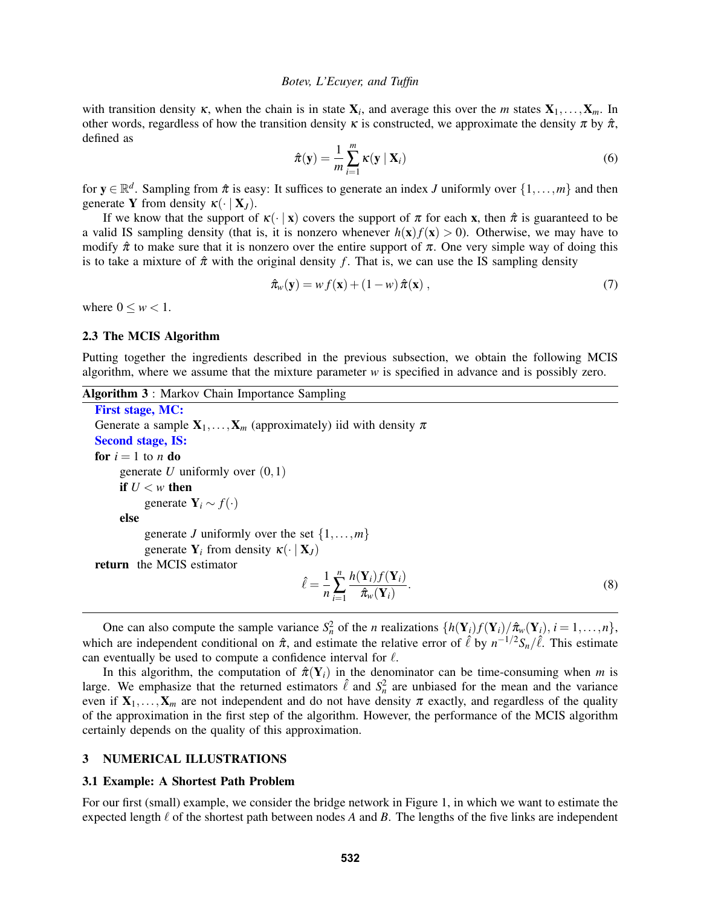with transition density $\kappa$, when the chain is in state $\mathbf{X}_i$, and average this over the $m$ states $\mathbf{X}_1, \ldots, \mathbf{X}_m$. In other words, regardless of how the transition density $\kappa$ is constructed, we approximate the density $\pi$ by $\hat{\pi}$, defined as

$$\hat{\pi}(\mathbf{y}) = \frac{1}{m} \sum_{i=1}^{m} \kappa(\mathbf{y} \mid \mathbf{X}_i) \tag{6}$$

for $\mathbf{y} \in \mathbb{R}^d$. Sampling from $\hat{\pi}$ is easy: It suffices to generate an index $J$ uniformly over $\{1, \ldots, m\}$ and then generate $\mathbf{Y}$ from density $\kappa(\cdot \mid \mathbf{X}_J)$.

If we know that the support of $\kappa(\cdot \mid \mathbf{x})$ covers the support of $\pi$ for each $\mathbf{x}$, then $\hat{\pi}$ is guaranteed to be a valid IS sampling density (that is, it is nonzero whenever $h(\mathbf{x})f(\mathbf{x}) > 0$). Otherwise, we may have to modify $\hat{\pi}$ to make sure that it is nonzero over the entire support of $\pi$. One very simple way of doing this is to take a mixture of $\hat{\pi}$ with the original density $f$. That is, we can use the IS sampling density

$$\hat{\pi}_w(\mathbf{y}) = w\, f(\mathbf{x}) + (1-w)\, \hat{\pi}(\mathbf{x}) \,, \tag{7}$$

where $0 \le w < 1$.

### 2.3 The MCIS Algorithm

Putting together the ingredients described in the previous subsection, we obtain the following MCIS algorithm, where we assume that the mixture parameter $w$ is specified in advance and is possibly zero.

**Algorithm 3** : Markov Chain Importance Sampling

**First stage, MC:**
Generate a sample $\mathbf{X}_1, \ldots, \mathbf{X}_m$ (approximately) iid with density $\pi$
**Second stage, IS:**
**for** $i = 1$ to $n$ **do**
  generate $U$ uniformly over $(0,1)$
  **if** $U < w$ **then**
    generate $\mathbf{Y}_i \sim f(\cdot)$
  **else**
    generate $J$ uniformly over the set $\{1, \ldots, m\}$
    generate $\mathbf{Y}_i$ from density $\kappa(\cdot \mid \mathbf{X}_J)$
**return** the MCIS estimator

$$\hat{\ell} = \frac{1}{n} \sum_{i=1}^{n} \frac{h(\mathbf{Y}_i) f(\mathbf{Y}_i)}{\hat{\pi}_w(\mathbf{Y}_i)}. \tag{8}$$

One can also compute the sample variance $S_n^2$ of the $n$ realizations $\{h(\mathbf{Y}_i) f(\mathbf{Y}_i)/\hat{\pi}_w(\mathbf{Y}_i), i = 1, \ldots, n\}$, which are independent conditional on $\hat{\pi}$, and estimate the relative error of $\hat{\ell}$ by $n^{-1/2} S_n / \hat{\ell}$. This estimate can eventually be used to compute a confidence interval for $\ell$.

In this algorithm, the computation of $\hat{\pi}(\mathbf{Y}_i)$ in the denominator can be time-consuming when $m$ is large. We emphasize that the returned estimators $\hat{\ell}$ and $S_n^2$ are unbiased for the mean and the variance even if $\mathbf{X}_1, \ldots, \mathbf{X}_m$ are not independent and do not have density $\pi$ exactly, and regardless of the quality of the approximation in the first step of the algorithm. However, the performance of the MCIS algorithm certainly depends on the quality of this approximation.

## 3 NUMERICAL ILLUSTRATIONS

### 3.1 Example: A Shortest Path Problem

For our first (small) example, we consider the bridge network in Figure 1, in which we want to estimate the expected length $\ell$ of the shortest path between nodes $A$ and $B$. The lengths of the five links are independent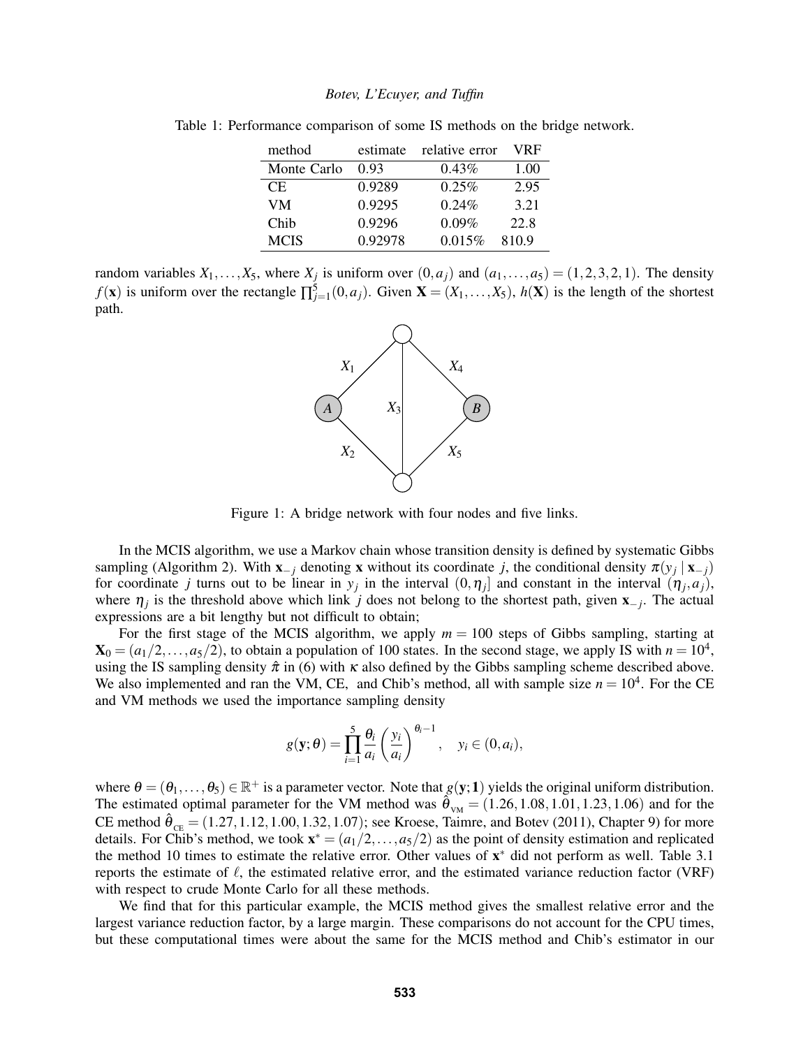Table 1: Performance comparison of some IS methods on the bridge network.

| method | estimate | relative error | VRF |
|---|---|---|---|
| Monte Carlo | 0.93 | 0.43% | 1.00 |
| CE | 0.9289 | 0.25% | 2.95 |
| VM | 0.9295 | 0.24% | 3.21 |
| Chib | 0.9296 | 0.09% | 22.8 |
| MCIS | 0.92978 | 0.015% | 810.9 |

random variables $X_1,\dots,X_5$, where $X_j$ is uniform over $(0,a_j)$ and $(a_1,\dots,a_5) = (1,2,3,2,1)$. The density $f(\mathbf{x})$ is uniform over the rectangle $\prod_{j=1}^{5}(0,a_j)$. Given $\mathbf{X} = (X_1,\dots,X_5)$, $h(\mathbf{X})$ is the length of the shortest path.

Figure 1: A bridge network with four nodes and five links.

In the MCIS algorithm, we use a Markov chain whose transition density is defined by systematic Gibbs sampling (Algorithm 2). With $\mathbf{x}_{-j}$ denoting $\mathbf{x}$ without its coordinate $j$, the conditional density $\pi(y_j \mid \mathbf{x}_{-j})$ for coordinate $j$ turns out to be linear in $y_j$ in the interval $(0,\eta_j]$ and constant in the interval $(\eta_j,a_j)$, where $\eta_j$ is the threshold above which link $j$ does not belong to the shortest path, given $\mathbf{x}_{-j}$. The actual expressions are a bit lengthy but not difficult to obtain;

For the first stage of the MCIS algorithm, we apply $m = 100$ steps of Gibbs sampling, starting at $\mathbf{X}_0 = (a_1/2,\dots,a_5/2)$, to obtain a population of 100 states. In the second stage, we apply IS with $n = 10^4$, using the IS sampling density $\hat{\pi}$ in (6) with $\kappa$ also defined by the Gibbs sampling scheme described above. We also implemented and ran the VM, CE, and Chib's method, all with sample size $n = 10^4$. For the CE and VM methods we used the importance sampling density

$$g(\mathbf{y};\theta) = \prod_{i=1}^{5} \frac{\theta_i}{a_i}\left(\frac{y_i}{a_i}\right)^{\theta_i - 1}, \quad y_i \in (0,a_i),$$

where $\theta = (\theta_1,\dots,\theta_5) \in \mathbb{R}^+$ is a parameter vector. Note that $g(\mathbf{y};\mathbf{1})$ yields the original uniform distribution. The estimated optimal parameter for the VM method was $\hat{\theta}_{\text{VM}} = (1.26, 1.08, 1.01, 1.23, 1.06)$ and for the CE method $\hat{\theta}_{\text{CE}} = (1.27, 1.12, 1.00, 1.32, 1.07)$; see Kroese, Taimre, and Botev (2011), Chapter 9) for more details. For Chib's method, we took $\mathbf{x}^* = (a_1/2,\dots,a_5/2)$ as the point of density estimation and replicated the method 10 times to estimate the relative error. Other values of $\mathbf{x}^*$ did not perform as well. Table 3.1 reports the estimate of $\ell$, the estimated relative error, and the estimated variance reduction factor (VRF) with respect to crude Monte Carlo for all these methods.

We find that for this particular example, the MCIS method gives the smallest relative error and the largest variance reduction factor, by a large margin. These comparisons do not account for the CPU times, but these computational times were about the same for the MCIS method and Chib's estimator in our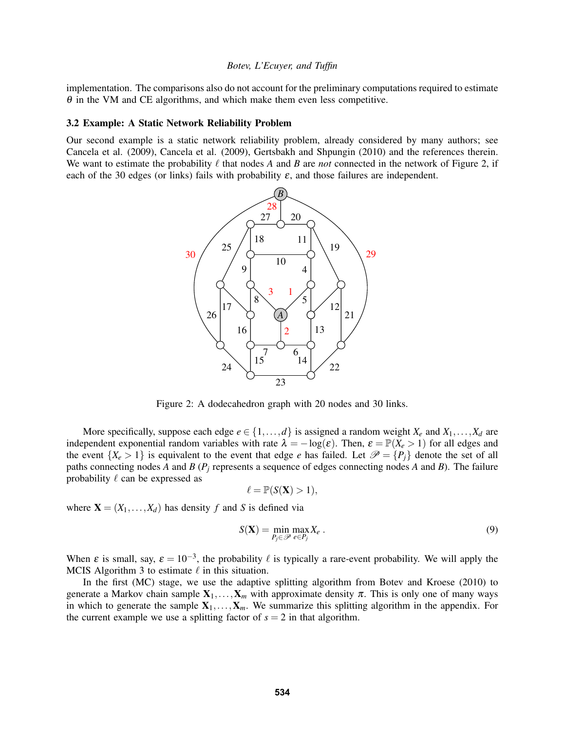implementation. The comparisons also do not account for the preliminary computations required to estimate $\theta$ in the VM and CE algorithms, and which make them even less competitive.

### 3.2 Example: A Static Network Reliability Problem

Our second example is a static network reliability problem, already considered by many authors; see Cancela et al. (2009), Cancela et al. (2009), Gertsbakh and Shpungin (2010) and the references therein. We want to estimate the probability $\ell$ that nodes $A$ and $B$ are *not* connected in the network of Figure 2, if each of the 30 edges (or links) fails with probability $\varepsilon$, and those failures are independent.

Figure 2: A dodecahedron graph with 20 nodes and 30 links.

More specifically, suppose each edge $e \in \{1,\dots,d\}$ is assigned a random weight $X_e$ and $X_1,\dots,X_d$ are independent exponential random variables with rate $\lambda = -\log(\varepsilon)$. Then, $\varepsilon = \mathbb{P}(X_e > 1)$ for all edges and the event $\{X_e > 1\}$ is equivalent to the event that edge $e$ has failed. Let $\mathscr{P} = \{P_j\}$ denote the set of all paths connecting nodes $A$ and $B$ ($P_j$ represents a sequence of edges connecting nodes $A$ and $B$). The failure probability $\ell$ can be expressed as

$$\ell = \mathbb{P}(S(\mathbf{X}) > 1),$$

where $\mathbf{X} = (X_1,\dots,X_d)$ has density $f$ and $S$ is defined via

$$S(\mathbf{X}) = \min_{P_j \in \mathscr{P}} \max_{e \in P_j} X_e \,. \tag{9}$$

When $\varepsilon$ is small, say, $\varepsilon = 10^{-3}$, the probability $\ell$ is typically a rare-event probability. We will apply the MCIS Algorithm 3 to estimate $\ell$ in this situation.

In the first (MC) stage, we use the adaptive splitting algorithm from Botev and Kroese (2010) to generate a Markov chain sample $\mathbf{X}_1,\dots,\mathbf{X}_m$ with approximate density $\pi$. This is only one of many ways in which to generate the sample $\mathbf{X}_1,\dots,\mathbf{X}_m$. We summarize this splitting algorithm in the appendix. For the current example we use a splitting factor of $s = 2$ in that algorithm.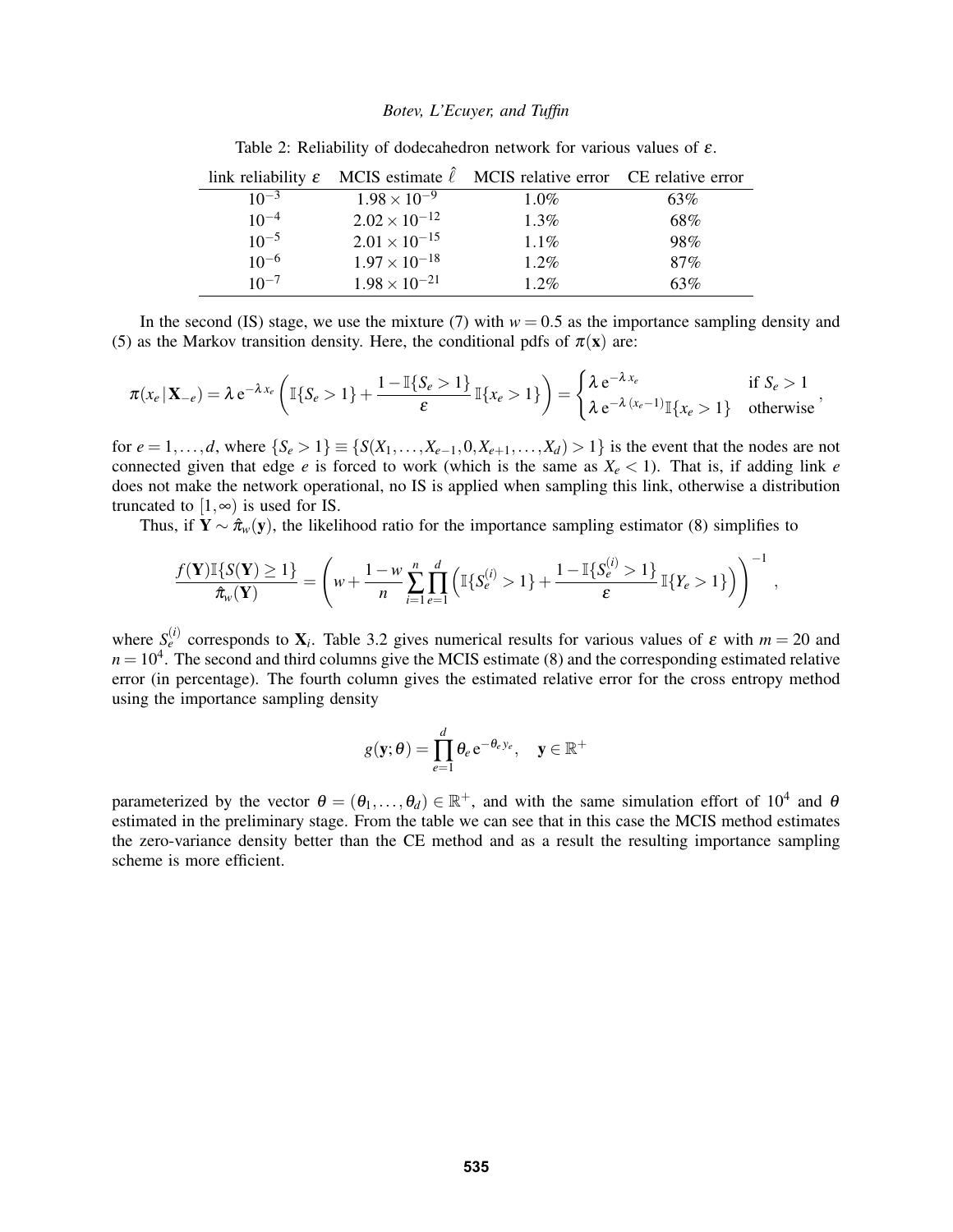Table 2: Reliability of dodecahedron network for various values of $\varepsilon$.

| link reliability $\varepsilon$ | MCIS estimate $\hat{\ell}$ | MCIS relative error | CE relative error |
|---|---|---|---|
| $10^{-3}$ | $1.98 \times 10^{-9}$ | 1.0% | 63% |
| $10^{-4}$ | $2.02 \times 10^{-12}$ | 1.3% | 68% |
| $10^{-5}$ | $2.01 \times 10^{-15}$ | 1.1% | 98% |
| $10^{-6}$ | $1.97 \times 10^{-18}$ | 1.2% | 87% |
| $10^{-7}$ | $1.98 \times 10^{-21}$ | 1.2% | 63% |

In the second (IS) stage, we use the mixture (7) with $w = 0.5$ as the importance sampling density and (5) as the Markov transition density. Here, the conditional pdfs of $\pi(\mathbf{x})$ are:

$$\pi(x_e \,|\, \mathbf{X}_{-e}) = \lambda\, \mathrm{e}^{-\lambda\, x_e} \left( \mathbb{I}\{S_e > 1\} + \frac{1 - \mathbb{I}\{S_e > 1\}}{\varepsilon}\, \mathbb{I}\{x_e > 1\} \right) = \begin{cases} \lambda\, \mathrm{e}^{-\lambda\, x_e} & \text{if } S_e > 1 \\ \lambda\, \mathrm{e}^{-\lambda\,(x_e - 1)}\, \mathbb{I}\{x_e > 1\} & \text{otherwise} \end{cases},$$

for $e = 1, \ldots, d$, where $\{S_e > 1\} \equiv \{S(X_1, \ldots, X_{e-1}, 0, X_{e+1}, \ldots, X_d) > 1\}$ is the event that the nodes are not connected given that edge $e$ is forced to work (which is the same as $X_e < 1$). That is, if adding link $e$ does not make the network operational, no IS is applied when sampling this link, otherwise a distribution truncated to $[1, \infty)$ is used for IS.

Thus, if $\mathbf{Y} \sim \hat{\pi}_w(\mathbf{y})$, the likelihood ratio for the importance sampling estimator (8) simplifies to

$$\frac{f(\mathbf{Y})\mathbb{I}\{S(\mathbf{Y}) \geq 1\}}{\hat{\pi}_w(\mathbf{Y})} = \left( w + \frac{1-w}{n} \sum_{i=1}^{n} \prod_{e=1}^{d} \left( \mathbb{I}\{S_e^{(i)} > 1\} + \frac{1 - \mathbb{I}\{S_e^{(i)} > 1\}}{\varepsilon}\, \mathbb{I}\{Y_e > 1\} \right) \right)^{-1},$$

where $S_e^{(i)}$ corresponds to $\mathbf{X}_i$. Table 3.2 gives numerical results for various values of $\varepsilon$ with $m = 20$ and $n = 10^4$. The second and third columns give the MCIS estimate (8) and the corresponding estimated relative error (in percentage). The fourth column gives the estimated relative error for the cross entropy method using the importance sampling density

$$g(\mathbf{y}; \theta) = \prod_{e=1}^{d} \theta_e\, \mathrm{e}^{-\theta_e\, y_e}, \quad \mathbf{y} \in \mathbb{R}^+$$

parameterized by the vector $\theta = (\theta_1, \ldots, \theta_d) \in \mathbb{R}^+$, and with the same simulation effort of $10^4$ and $\theta$ estimated in the preliminary stage. From the table we can see that in this case the MCIS method estimates the zero-variance density better than the CE method and as a result the resulting importance sampling scheme is more efficient.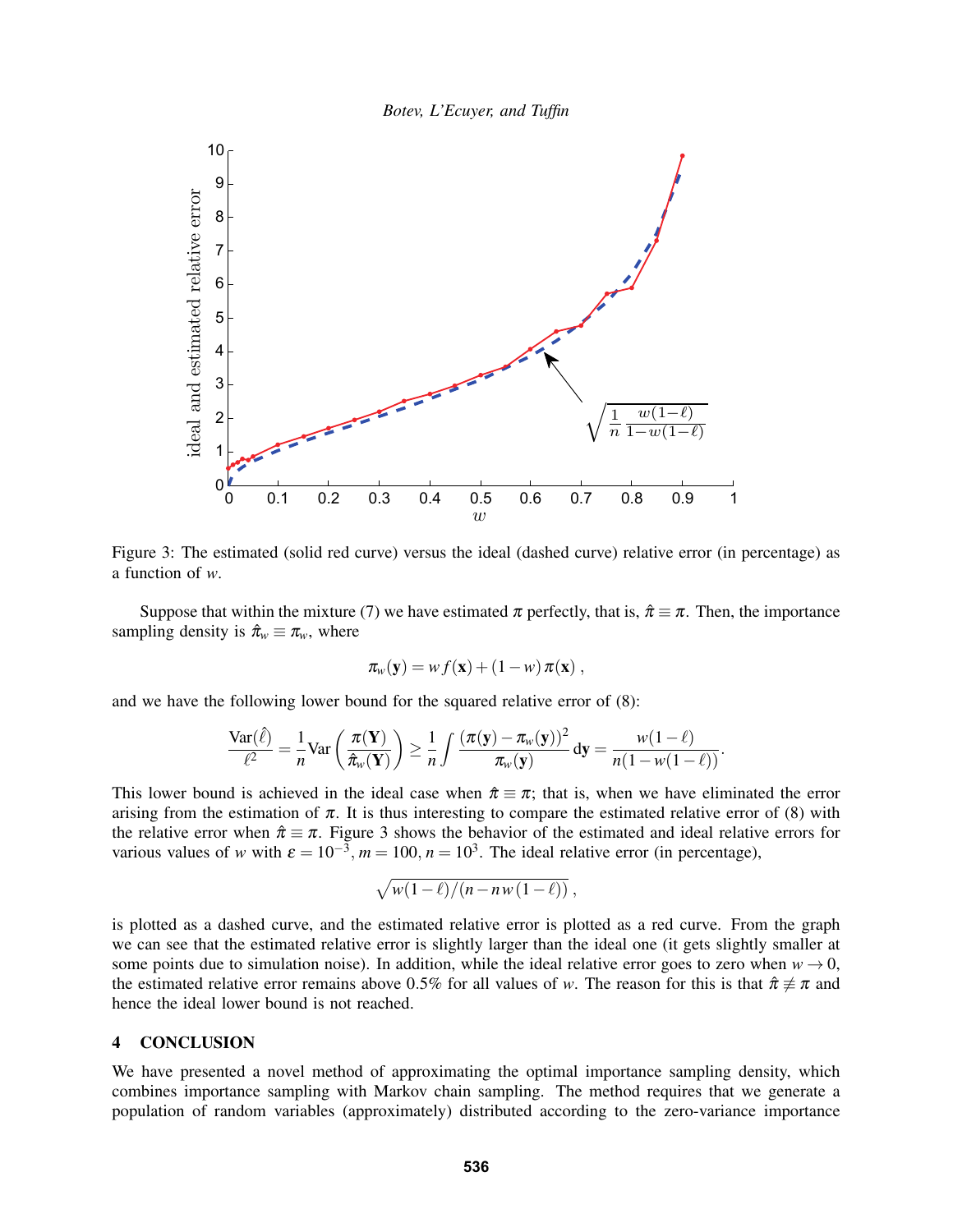Figure 3: The estimated (solid red curve) versus the ideal (dashed curve) relative error (in percentage) as a function of $w$.

Suppose that within the mixture (7) we have estimated $\pi$ perfectly, that is, $\hat{\pi} \equiv \pi$. Then, the importance sampling density is $\hat{\pi}_w \equiv \pi_w$, where

$$\pi_w(\mathbf{y}) = w\, f(\mathbf{x}) + (1-w)\,\pi(\mathbf{x})\,,$$

and we have the following lower bound for the squared relative error of (8):

$$\frac{\mathrm{Var}(\hat{\ell})}{\ell^2} = \frac{1}{n}\mathrm{Var}\left(\frac{\pi(\mathbf{Y})}{\hat{\pi}_w(\mathbf{Y})}\right) \geq \frac{1}{n}\int \frac{(\pi(\mathbf{y}) - \pi_w(\mathbf{y}))^2}{\pi_w(\mathbf{y})}\,\mathrm{d}\mathbf{y} = \frac{w(1-\ell)}{n(1-w(1-\ell))}.$$

This lower bound is achieved in the ideal case when $\hat{\pi} \equiv \pi$; that is, when we have eliminated the error arising from the estimation of $\pi$. It is thus interesting to compare the estimated relative error of (8) with the relative error when $\hat{\pi} \equiv \pi$. Figure 3 shows the behavior of the estimated and ideal relative errors for various values of $w$ with $\varepsilon = 10^{-3}$, $m = 100$, $n = 10^3$. The ideal relative error (in percentage),

$$\sqrt{w(1-\ell)/(n - n\,w(1-\ell))}\,,$$

is plotted as a dashed curve, and the estimated relative error is plotted as a red curve. From the graph we can see that the estimated relative error is slightly larger than the ideal one (it gets slightly smaller at some points due to simulation noise). In addition, while the ideal relative error goes to zero when $w \to 0$, the estimated relative error remains above 0.5% for all values of $w$. The reason for this is that $\hat{\pi} \not\equiv \pi$ and hence the ideal lower bound is not reached.

## 4 CONCLUSION

We have presented a novel method of approximating the optimal importance sampling density, which combines importance sampling with Markov chain sampling. The method requires that we generate a population of random variables (approximately) distributed according to the zero-variance importance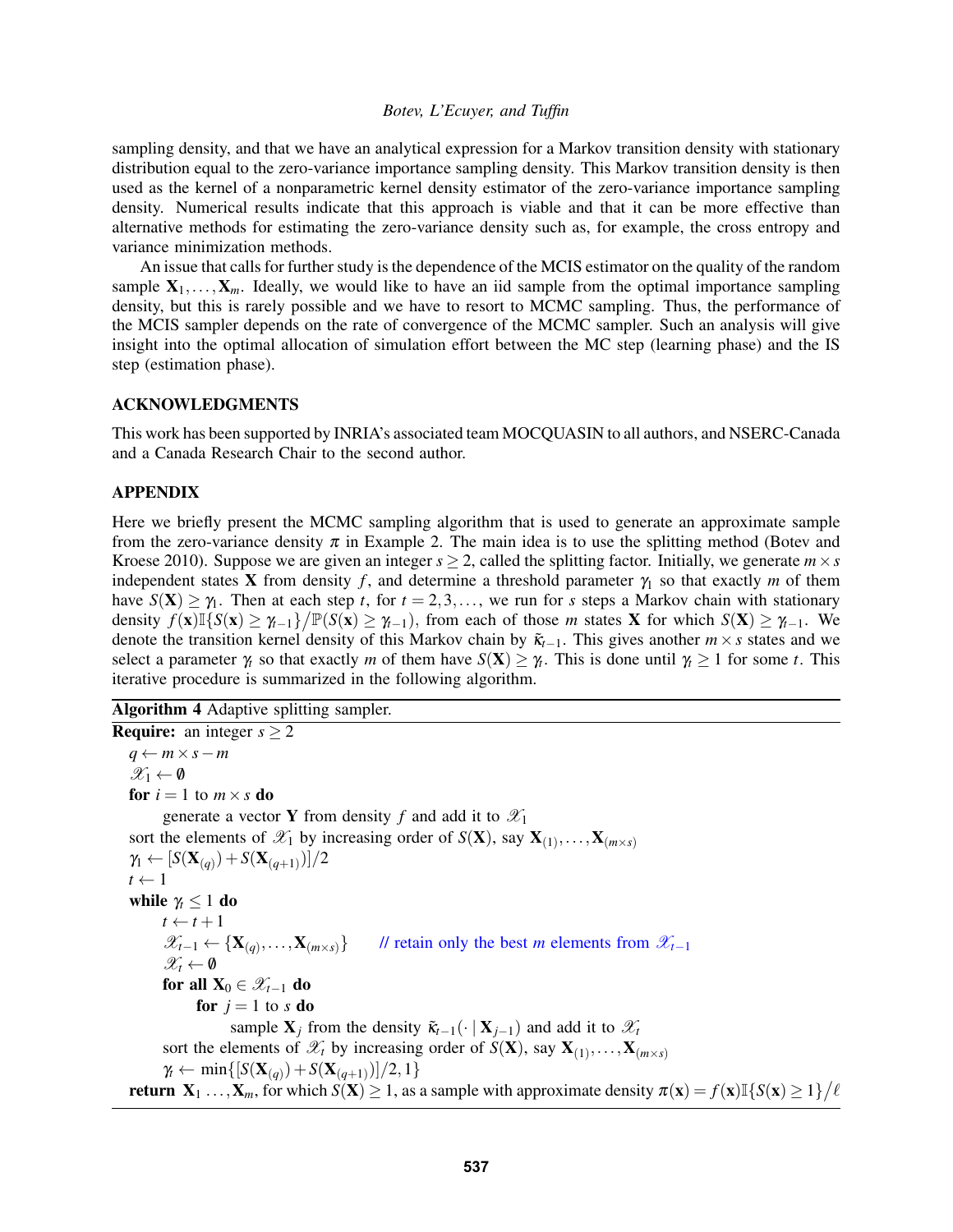sampling density, and that we have an analytical expression for a Markov transition density with stationary distribution equal to the zero-variance importance sampling density. This Markov transition density is then used as the kernel of a nonparametric kernel density estimator of the zero-variance importance sampling density. Numerical results indicate that this approach is viable and that it can be more effective than alternative methods for estimating the zero-variance density such as, for example, the cross entropy and variance minimization methods.

An issue that calls for further study is the dependence of the MCIS estimator on the quality of the random sample $\mathbf{X}_1,\ldots,\mathbf{X}_m$. Ideally, we would like to have an iid sample from the optimal importance sampling density, but this is rarely possible and we have to resort to MCMC sampling. Thus, the performance of the MCIS sampler depends on the rate of convergence of the MCMC sampler. Such an analysis will give insight into the optimal allocation of simulation effort between the MC step (learning phase) and the IS step (estimation phase).

## ACKNOWLEDGMENTS

This work has been supported by INRIA's associated team MOCQUASIN to all authors, and NSERC-Canada and a Canada Research Chair to the second author.

## APPENDIX

Here we briefly present the MCMC sampling algorithm that is used to generate an approximate sample from the zero-variance density $\pi$ in Example 2. The main idea is to use the splitting method (Botev and Kroese 2010). Suppose we are given an integer $s \geq 2$, called the splitting factor. Initially, we generate $m \times s$ independent states $\mathbf{X}$ from density $f$, and determine a threshold parameter $\gamma_1$ so that exactly $m$ of them have $S(\mathbf{X}) \geq \gamma_1$. Then at each step $t$, for $t = 2,3,\ldots$, we run for $s$ steps a Markov chain with stationary density $f(\mathbf{x})\mathbb{I}\{S(\mathbf{x}) \geq \gamma_{t-1}\}/\mathbb{P}(S(\mathbf{x}) \geq \gamma_{t-1})$, from each of those $m$ states $\mathbf{X}$ for which $S(\mathbf{X}) \geq \gamma_{t-1}$. We denote the transition kernel density of this Markov chain by $\tilde{\kappa}_{t-1}$. This gives another $m \times s$ states and we select a parameter $\gamma_t$ so that exactly $m$ of them have $S(\mathbf{X}) \geq \gamma_t$. This is done until $\gamma_t \geq 1$ for some $t$. This iterative procedure is summarized in the following algorithm.

**Algorithm 4** Adaptive splitting sampler.

**Require:** an integer $s \geq 2$

$q \leftarrow m \times s - m$

$\mathscr{X}_1 \leftarrow \emptyset$

**for** $i = 1$ to $m \times s$ **do**

  generate a vector $\mathbf{Y}$ from density $f$ and add it to $\mathscr{X}_1$

sort the elements of $\mathscr{X}_1$ by increasing order of $S(\mathbf{X})$, say $\mathbf{X}_{(1)},\ldots,\mathbf{X}_{(m\times s)}$

$\gamma_1 \leftarrow [S(\mathbf{X}_{(q)}) + S(\mathbf{X}_{(q+1)})]/2$

$t \leftarrow 1$

**while** $\gamma_t \leq 1$ **do**

  $t \leftarrow t+1$

  $\mathscr{X}_{t-1} \leftarrow \{\mathbf{X}_{(q)},\ldots,\mathbf{X}_{(m\times s)}\}$   // retain only the best $m$ elements from $\mathscr{X}_{t-1}$

  $\mathscr{X}_t \leftarrow \emptyset$

  **for all** $\mathbf{X}_0 \in \mathscr{X}_{t-1}$ **do**

    **for** $j = 1$ to $s$ **do**

      sample $\mathbf{X}_j$ from the density $\tilde{\kappa}_{t-1}(\cdot \mid \mathbf{X}_{j-1})$ and add it to $\mathscr{X}_t$

  sort the elements of $\mathscr{X}_t$ by increasing order of $S(\mathbf{X})$, say $\mathbf{X}_{(1)},\ldots,\mathbf{X}_{(m\times s)}$

  $\gamma_t \leftarrow \min\{[S(\mathbf{X}_{(q)}) + S(\mathbf{X}_{(q+1)})]/2, 1\}$

**return** $\mathbf{X}_1 \ldots, \mathbf{X}_m$, for which $S(\mathbf{X}) \geq 1$, as a sample with approximate density $\pi(\mathbf{x}) = f(\mathbf{x})\mathbb{I}\{S(\mathbf{x}) \geq 1\}/\ell$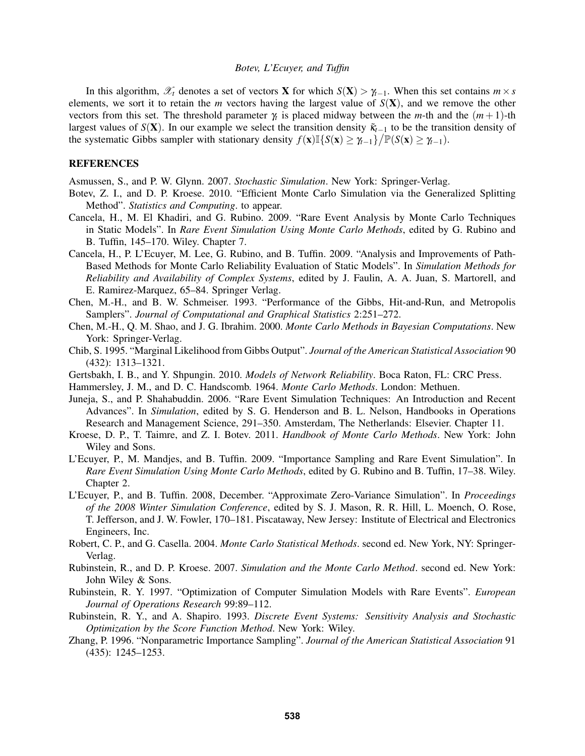In this algorithm, $\mathscr{X}_t$ denotes a set of vectors $\mathbf{X}$ for which $S(\mathbf{X}) > \gamma_{t-1}$. When this set contains $m \times s$ elements, we sort it to retain the $m$ vectors having the largest value of $S(\mathbf{X})$, and we remove the other vectors from this set. The threshold parameter $\gamma_t$ is placed midway between the $m$-th and the $(m+1)$-th largest values of $S(\mathbf{X})$. In our example we select the transition density $\tilde{\kappa}_{t-1}$ to be the transition density of the systematic Gibbs sampler with stationary density $f(\mathbf{x})\mathbb{I}\{S(\mathbf{x}) \geq \gamma_{t-1}\}/\mathbb{P}(S(\mathbf{x}) \geq \gamma_{t-1})$.

## REFERENCES

Asmussen, S., and P. W. Glynn. 2007. *Stochastic Simulation*. New York: Springer-Verlag.

Botev, Z. I., and D. P. Kroese. 2010. "Efficient Monte Carlo Simulation via the Generalized Splitting Method". *Statistics and Computing*. to appear.

Cancela, H., M. El Khadiri, and G. Rubino. 2009. "Rare Event Analysis by Monte Carlo Techniques in Static Models". In *Rare Event Simulation Using Monte Carlo Methods*, edited by G. Rubino and B. Tuffin, 145–170. Wiley. Chapter 7.

Cancela, H., P. L'Ecuyer, M. Lee, G. Rubino, and B. Tuffin. 2009. "Analysis and Improvements of Path-Based Methods for Monte Carlo Reliability Evaluation of Static Models". In *Simulation Methods for Reliability and Availability of Complex Systems*, edited by J. Faulin, A. A. Juan, S. Martorell, and E. Ramirez-Marquez, 65–84. Springer Verlag.

Chen, M.-H., and B. W. Schmeiser. 1993. "Performance of the Gibbs, Hit-and-Run, and Metropolis Samplers". *Journal of Computational and Graphical Statistics* 2:251–272.

Chen, M.-H., Q. M. Shao, and J. G. Ibrahim. 2000. *Monte Carlo Methods in Bayesian Computations*. New York: Springer-Verlag.

Chib, S. 1995. "Marginal Likelihood from Gibbs Output". *Journal of the American Statistical Association* 90 (432): 1313–1321.

Gertsbakh, I. B., and Y. Shpungin. 2010. *Models of Network Reliability*. Boca Raton, FL: CRC Press.

Hammersley, J. M., and D. C. Handscomb. 1964. *Monte Carlo Methods*. London: Methuen.

Juneja, S., and P. Shahabuddin. 2006. "Rare Event Simulation Techniques: An Introduction and Recent Advances". In *Simulation*, edited by S. G. Henderson and B. L. Nelson, Handbooks in Operations Research and Management Science, 291–350. Amsterdam, The Netherlands: Elsevier. Chapter 11.

Kroese, D. P., T. Taimre, and Z. I. Botev. 2011. *Handbook of Monte Carlo Methods*. New York: John Wiley and Sons.

L'Ecuyer, P., M. Mandjes, and B. Tuffin. 2009. "Importance Sampling and Rare Event Simulation". In *Rare Event Simulation Using Monte Carlo Methods*, edited by G. Rubino and B. Tuffin, 17–38. Wiley. Chapter 2.

L'Ecuyer, P., and B. Tuffin. 2008, December. "Approximate Zero-Variance Simulation". In *Proceedings of the 2008 Winter Simulation Conference*, edited by S. J. Mason, R. R. Hill, L. Moench, O. Rose, T. Jefferson, and J. W. Fowler, 170–181. Piscataway, New Jersey: Institute of Electrical and Electronics Engineers, Inc.

Robert, C. P., and G. Casella. 2004. *Monte Carlo Statistical Methods*. second ed. New York, NY: Springer-Verlag.

Rubinstein, R., and D. P. Kroese. 2007. *Simulation and the Monte Carlo Method*. second ed. New York: John Wiley & Sons.

Rubinstein, R. Y. 1997. "Optimization of Computer Simulation Models with Rare Events". *European Journal of Operations Research* 99:89–112.

Rubinstein, R. Y., and A. Shapiro. 1993. *Discrete Event Systems: Sensitivity Analysis and Stochastic Optimization by the Score Function Method*. New York: Wiley.

Zhang, P. 1996. "Nonparametric Importance Sampling". *Journal of the American Statistical Association* 91 (435): 1245–1253.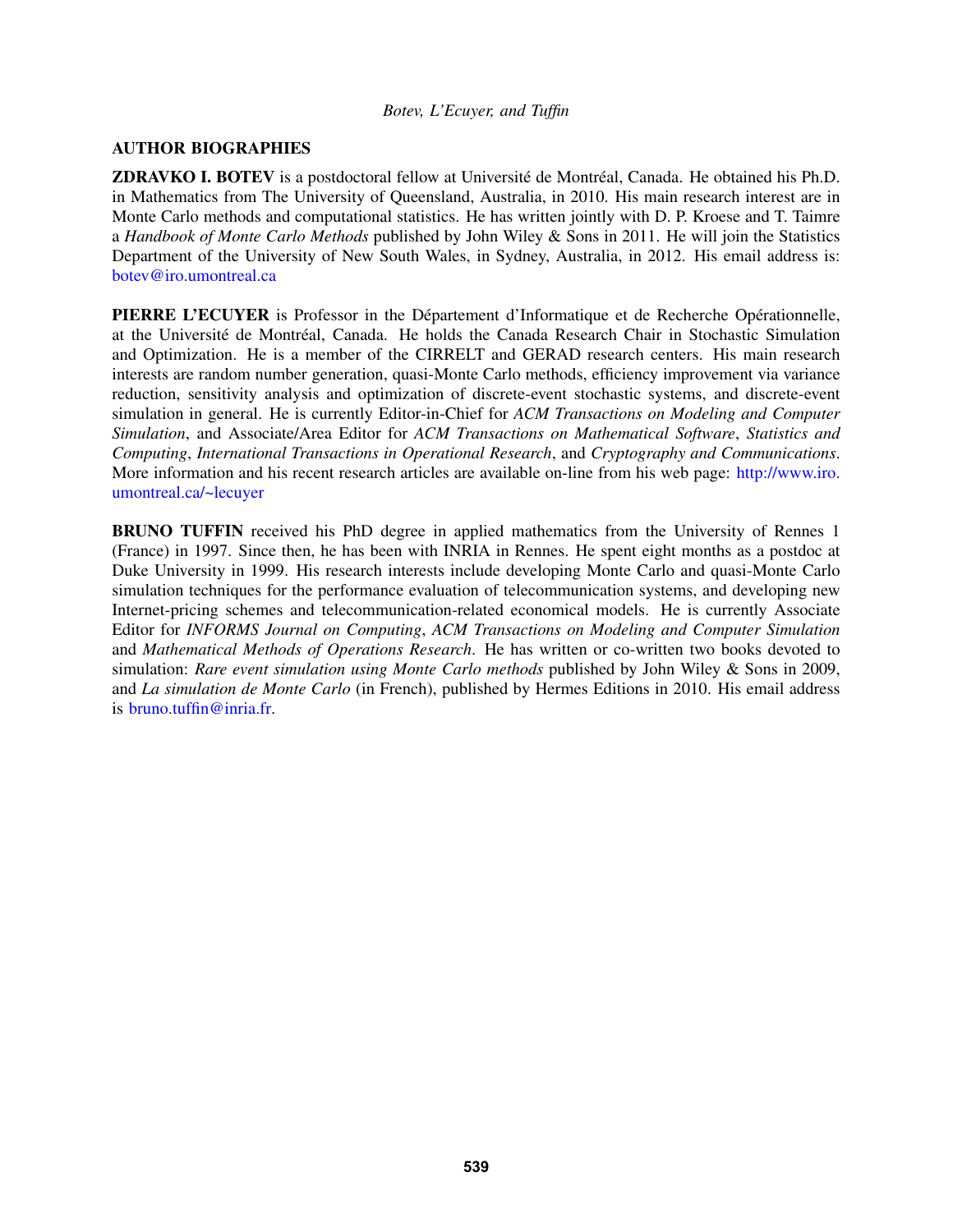## AUTHOR BIOGRAPHIES

**ZDRAVKO I. BOTEV** is a postdoctoral fellow at Université de Montréal, Canada. He obtained his Ph.D. in Mathematics from The University of Queensland, Australia, in 2010. His main research interest are in Monte Carlo methods and computational statistics. He has written jointly with D. P. Kroese and T. Taimre a *Handbook of Monte Carlo Methods* published by John Wiley & Sons in 2011. He will join the Statistics Department of the University of New South Wales, in Sydney, Australia, in 2012. His email address is: botev@iro.umontreal.ca

**PIERRE L'ECUYER** is Professor in the Département d'Informatique et de Recherche Opérationnelle, at the Université de Montréal, Canada. He holds the Canada Research Chair in Stochastic Simulation and Optimization. He is a member of the CIRRELT and GERAD research centers. His main research interests are random number generation, quasi-Monte Carlo methods, efficiency improvement via variance reduction, sensitivity analysis and optimization of discrete-event stochastic systems, and discrete-event simulation in general. He is currently Editor-in-Chief for *ACM Transactions on Modeling and Computer Simulation*, and Associate/Area Editor for *ACM Transactions on Mathematical Software*, *Statistics and Computing*, *International Transactions in Operational Research*, and *Cryptography and Communications*. More information and his recent research articles are available on-line from his web page: http://www.iro.umontreal.ca/~lecuyer

**BRUNO TUFFIN** received his PhD degree in applied mathematics from the University of Rennes 1 (France) in 1997. Since then, he has been with INRIA in Rennes. He spent eight months as a postdoc at Duke University in 1999. His research interests include developing Monte Carlo and quasi-Monte Carlo simulation techniques for the performance evaluation of telecommunication systems, and developing new Internet-pricing schemes and telecommunication-related economical models. He is currently Associate Editor for *INFORMS Journal on Computing*, *ACM Transactions on Modeling and Computer Simulation* and *Mathematical Methods of Operations Research*. He has written or co-written two books devoted to simulation: *Rare event simulation using Monte Carlo methods* published by John Wiley & Sons in 2009, and *La simulation de Monte Carlo* (in French), published by Hermes Editions in 2010. His email address is bruno.tuffin@inria.fr.